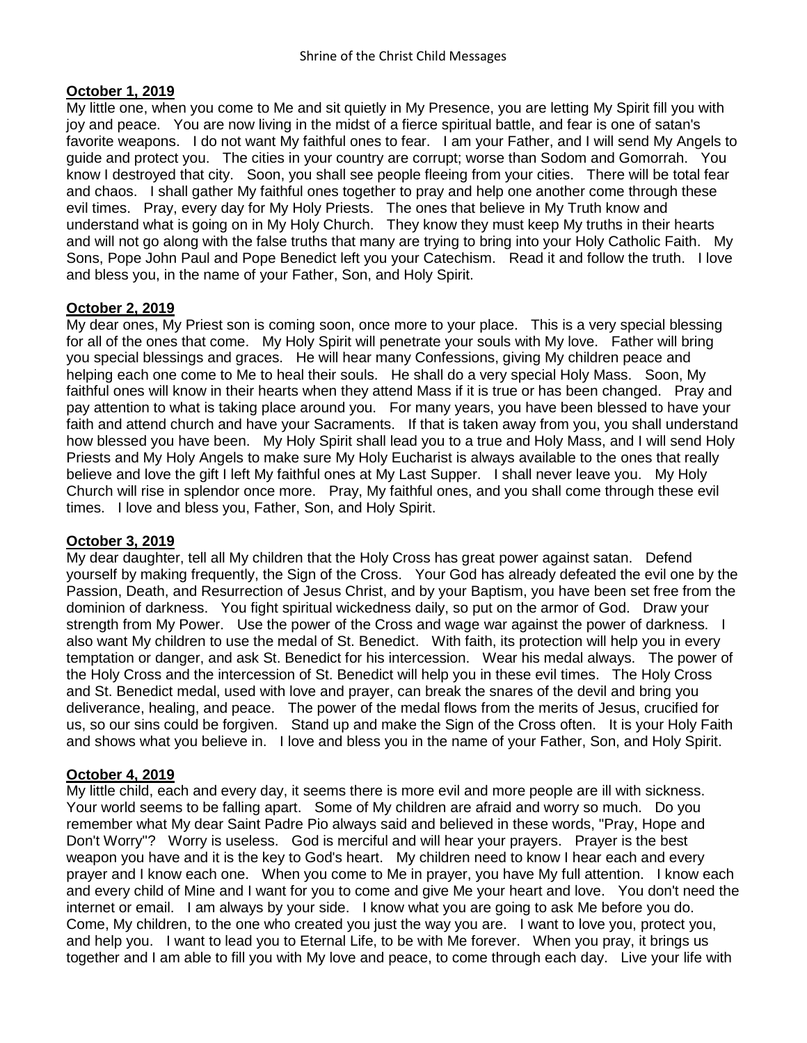**October 1, 2019**

My little one, when you come to Me and sit quietly in My Presence, you are letting My Spirit fill you with joy and peace. You are now living in the midst of a fierce spiritual battle, and fear is one of satan's favorite weapons. I do not want My faithful ones to fear. I am your Father, and I will send My Angels to guide and protect you. The cities in your country are corrupt; worse than Sodom and Gomorrah. You know I destroyed that city. Soon, you shall see people fleeing from your cities. There will be total fear and chaos. I shall gather My faithful ones together to pray and help one another come through these evil times. Pray, every day for My Holy Priests. The ones that believe in My Truth know and understand what is going on in My Holy Church. They know they must keep My truths in their hearts and will not go along with the false truths that many are trying to bring into your Holy Catholic Faith. My Sons, Pope John Paul and Pope Benedict left you your Catechism. Read it and follow the truth. I love and bless you, in the name of your Father, Son, and Holy Spirit.

**October 2, 2019**

My dear ones, My Priest son is coming soon, once more to your place. This is a very special blessing for all of the ones that come. My Holy Spirit will penetrate your souls with My love. Father will bring you special blessings and graces. He will hear many Confessions, giving My children peace and helping each one come to Me to heal their souls. He shall do a very special Holy Mass. Soon, My faithful ones will know in their hearts when they attend Mass if it is true or has been changed. Pray and pay attention to what is taking place around you. For many years, you have been blessed to have your faith and attend church and have your Sacraments. If that is taken away from you, you shall understand how blessed you have been. My Holy Spirit shall lead you to a true and Holy Mass, and I will send Holy Priests and My Holy Angels to make sure My Holy Eucharist is always available to the ones that really believe and love the gift I left My faithful ones at My Last Supper. I shall never leave you. My Holy Church will rise in splendor once more. Pray, My faithful ones, and you shall come through these evil times. I love and bless you, Father, Son, and Holy Spirit.

**October 3, 2019**

My dear daughter, tell all My children that the Holy Cross has great power against satan. Defend yourself by making frequently, the Sign of the Cross. Your God has already defeated the evil one by the Passion, Death, and Resurrection of Jesus Christ, and by your Baptism, you have been set free from the dominion of darkness. You fight spiritual wickedness daily, so put on the armor of God. Draw your strength from My Power. Use the power of the Cross and wage war against the power of darkness. I also want My children to use the medal of St. Benedict. With faith, its protection will help you in every temptation or danger, and ask St. Benedict for his intercession. Wear his medal always. The power of the Holy Cross and the intercession of St. Benedict will help you in these evil times. The Holy Cross and St. Benedict medal, used with love and prayer, can break the snares of the devil and bring you deliverance, healing, and peace. The power of the medal flows from the merits of Jesus, crucified for us, so our sins could be forgiven. Stand up and make the Sign of the Cross often. It is your Holy Faith and shows what you believe in. I love and bless you in the name of your Father, Son, and Holy Spirit.

**October 4, 2019**

My little child, each and every day, it seems there is more evil and more people are ill with sickness. Your world seems to be falling apart. Some of My children are afraid and worry so much. Do you remember what My dear Saint Padre Pio always said and believed in these words, "Pray, Hope and Don't Worry"? Worry is useless. God is merciful and will hear your prayers. Prayer is the best weapon you have and it is the key to God's heart. My children need to know I hear each and every prayer and I know each one. When you come to Me in prayer, you have My full attention. I know each and every child of Mine and I want for you to come and give Me your heart and love. You don't need the internet or email. I am always by your side. I know what you are going to ask Me before you do. Come, My children, to the one who created you just the way you are. I want to love you, protect you, and help you. I want to lead you to Eternal Life, to be with Me forever. When you pray, it brings us together and I am able to fill you with My love and peace, to come through each day. Live your life with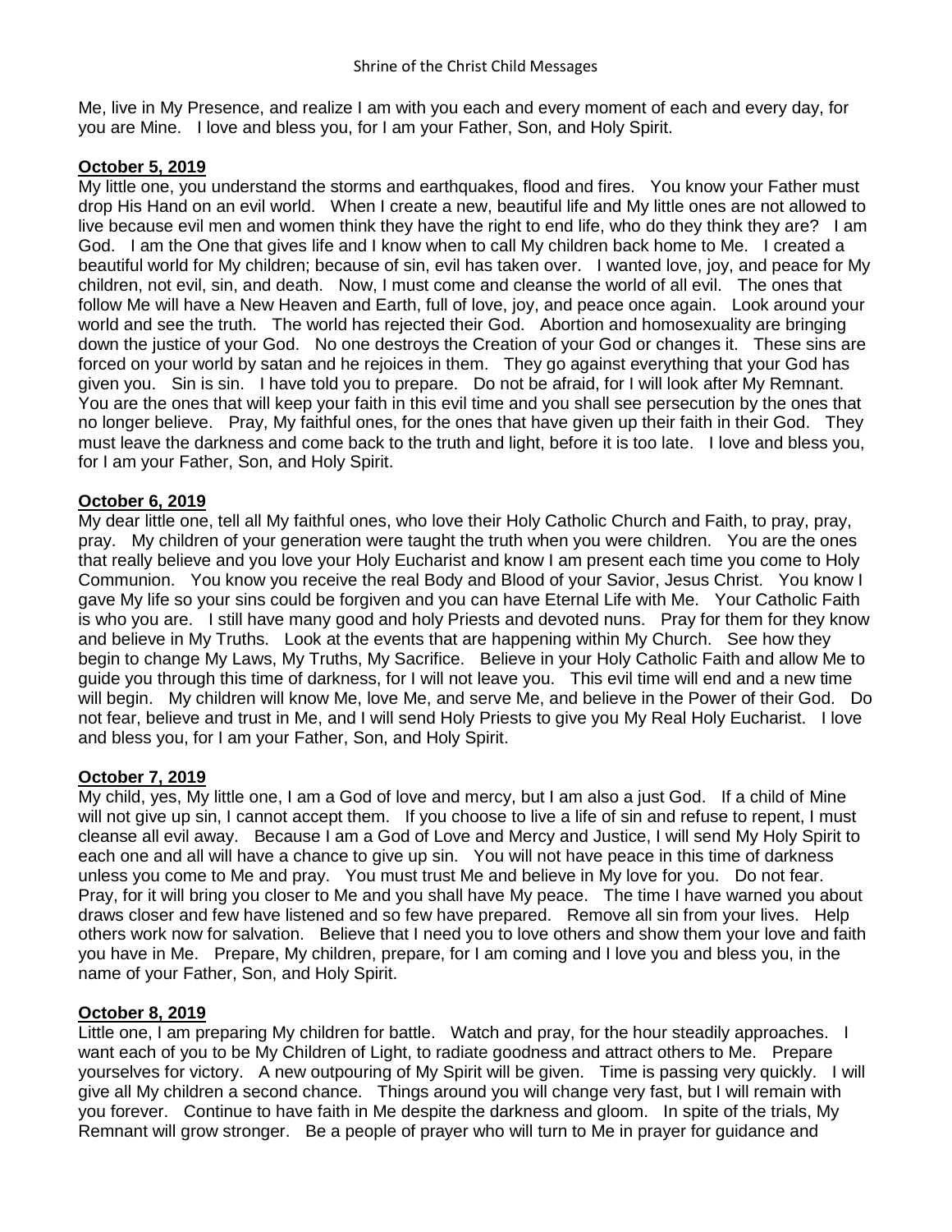Me, live in My Presence, and realize I am with you each and every moment of each and every day, for you are Mine. I love and bless you, for I am your Father, Son, and Holy Spirit.

**October 5, 2019**

My little one, you understand the storms and earthquakes, flood and fires. You know your Father must drop His Hand on an evil world. When I create a new, beautiful life and My little ones are not allowed to live because evil men and women think they have the right to end life, who do they think they are? I am God. I am the One that gives life and I know when to call My children back home to Me. I created a beautiful world for My children; because of sin, evil has taken over. I wanted love, joy, and peace for My children, not evil, sin, and death. Now, I must come and cleanse the world of all evil. The ones that follow Me will have a New Heaven and Earth, full of love, joy, and peace once again. Look around your world and see the truth. The world has rejected their God. Abortion and homosexuality are bringing down the justice of your God. No one destroys the Creation of your God or changes it. These sins are forced on your world by satan and he rejoices in them. They go against everything that your God has given you. Sin is sin. I have told you to prepare. Do not be afraid, for I will look after My Remnant. You are the ones that will keep your faith in this evil time and you shall see persecution by the ones that no longer believe. Pray, My faithful ones, for the ones that have given up their faith in their God. They must leave the darkness and come back to the truth and light, before it is too late. I love and bless you, for I am your Father, Son, and Holy Spirit.

**October 6, 2019**

My dear little one, tell all My faithful ones, who love their Holy Catholic Church and Faith, to pray, pray, pray. My children of your generation were taught the truth when you were children. You are the ones that really believe and you love your Holy Eucharist and know I am present each time you come to Holy Communion. You know you receive the real Body and Blood of your Savior, Jesus Christ. You know I gave My life so your sins could be forgiven and you can have Eternal Life with Me. Your Catholic Faith is who you are. I still have many good and holy Priests and devoted nuns. Pray for them for they know and believe in My Truths. Look at the events that are happening within My Church. See how they begin to change My Laws, My Truths, My Sacrifice. Believe in your Holy Catholic Faith and allow Me to guide you through this time of darkness, for I will not leave you. This evil time will end and a new time will begin. My children will know Me, love Me, and serve Me, and believe in the Power of their God. Do not fear, believe and trust in Me, and I will send Holy Priests to give you My Real Holy Eucharist. I love and bless you, for I am your Father, Son, and Holy Spirit.

**October 7, 2019**

My child, yes, My little one, I am a God of love and mercy, but I am also a just God. If a child of Mine will not give up sin, I cannot accept them. If you choose to live a life of sin and refuse to repent, I must cleanse all evil away. Because I am a God of Love and Mercy and Justice, I will send My Holy Spirit to each one and all will have a chance to give up sin. You will not have peace in this time of darkness unless you come to Me and pray. You must trust Me and believe in My love for you. Do not fear. Pray, for it will bring you closer to Me and you shall have My peace. The time I have warned you about draws closer and few have listened and so few have prepared. Remove all sin from your lives. Help others work now for salvation. Believe that I need you to love others and show them your love and faith you have in Me. Prepare, My children, prepare, for I am coming and I love you and bless you, in the name of your Father, Son, and Holy Spirit.

**October 8, 2019**

Little one, I am preparing My children for battle. Watch and pray, for the hour steadily approaches. I want each of you to be My Children of Light, to radiate goodness and attract others to Me. Prepare yourselves for victory. A new outpouring of My Spirit will be given. Time is passing very quickly. I will give all My children a second chance. Things around you will change very fast, but I will remain with you forever. Continue to have faith in Me despite the darkness and gloom. In spite of the trials, My Remnant will grow stronger. Be a people of prayer who will turn to Me in prayer for guidance and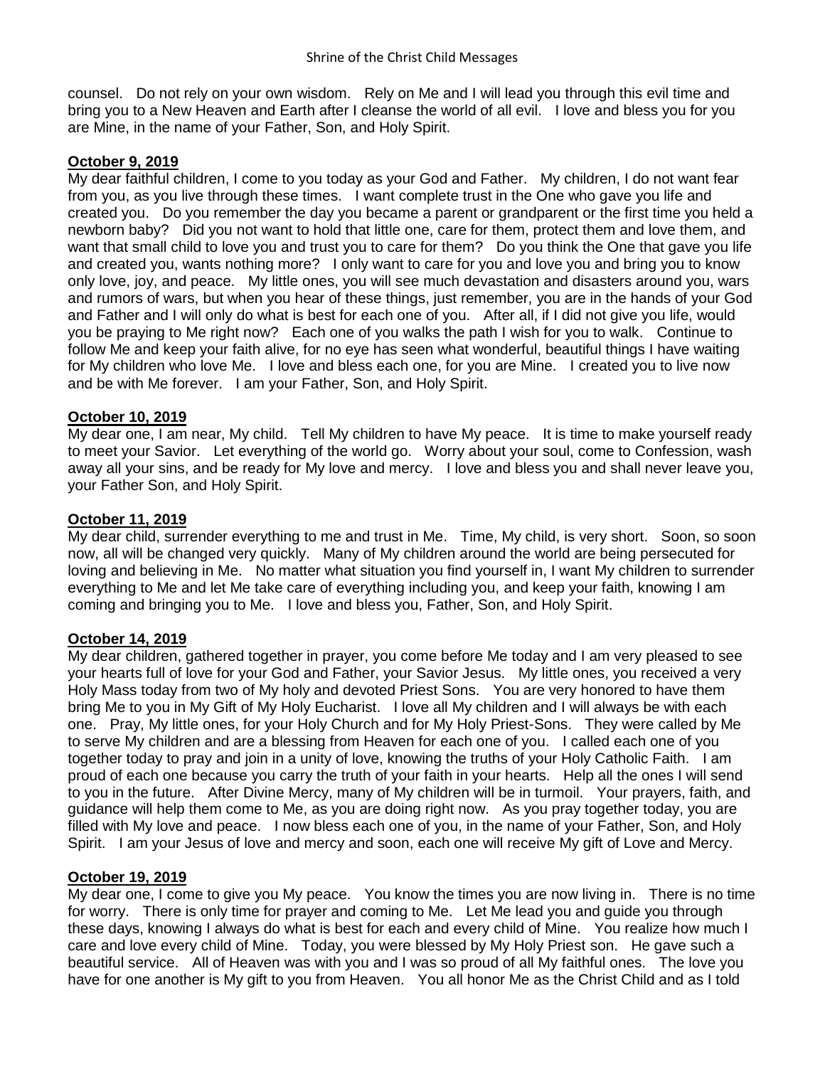counsel. Do not rely on your own wisdom. Rely on Me and I will lead you through this evil time and bring you to a New Heaven and Earth after I cleanse the world of all evil. I love and bless you for you are Mine, in the name of your Father, Son, and Holy Spirit.

**October 9, 2019**

My dear faithful children, I come to you today as your God and Father. My children, I do not want fear from you, as you live through these times. I want complete trust in the One who gave you life and created you. Do you remember the day you became a parent or grandparent or the first time you held a newborn baby? Did you not want to hold that little one, care for them, protect them and love them, and want that small child to love you and trust you to care for them? Do you think the One that gave you life and created you, wants nothing more? I only want to care for you and love you and bring you to know only love, joy, and peace. My little ones, you will see much devastation and disasters around you, wars and rumors of wars, but when you hear of these things, just remember, you are in the hands of your God and Father and I will only do what is best for each one of you. After all, if I did not give you life, would you be praying to Me right now? Each one of you walks the path I wish for you to walk. Continue to follow Me and keep your faith alive, for no eye has seen what wonderful, beautiful things I have waiting for My children who love Me. I love and bless each one, for you are Mine. I created you to live now and be with Me forever. I am your Father, Son, and Holy Spirit.

**October 10, 2019**

My dear one, I am near, My child. Tell My children to have My peace. It is time to make yourself ready to meet your Savior. Let everything of the world go. Worry about your soul, come to Confession, wash away all your sins, and be ready for My love and mercy. I love and bless you and shall never leave you, your Father Son, and Holy Spirit.

**October 11, 2019**

My dear child, surrender everything to me and trust in Me. Time, My child, is very short. Soon, so soon now, all will be changed very quickly. Many of My children around the world are being persecuted for loving and believing in Me. No matter what situation you find yourself in, I want My children to surrender everything to Me and let Me take care of everything including you, and keep your faith, knowing I am coming and bringing you to Me. I love and bless you, Father, Son, and Holy Spirit.

**October 14, 2019**

My dear children, gathered together in prayer, you come before Me today and I am very pleased to see your hearts full of love for your God and Father, your Savior Jesus. My little ones, you received a very Holy Mass today from two of My holy and devoted Priest Sons. You are very honored to have them bring Me to you in My Gift of My Holy Eucharist. I love all My children and I will always be with each one. Pray, My little ones, for your Holy Church and for My Holy Priest-Sons. They were called by Me to serve My children and are a blessing from Heaven for each one of you. I called each one of you together today to pray and join in a unity of love, knowing the truths of your Holy Catholic Faith. I am proud of each one because you carry the truth of your faith in your hearts. Help all the ones I will send to you in the future. After Divine Mercy, many of My children will be in turmoil. Your prayers, faith, and guidance will help them come to Me, as you are doing right now. As you pray together today, you are filled with My love and peace. I now bless each one of you, in the name of your Father, Son, and Holy Spirit. I am your Jesus of love and mercy and soon, each one will receive My gift of Love and Mercy.

**October 19, 2019**

My dear one, I come to give you My peace. You know the times you are now living in. There is no time for worry. There is only time for prayer and coming to Me. Let Me lead you and guide you through these days, knowing I always do what is best for each and every child of Mine. You realize how much I care and love every child of Mine. Today, you were blessed by My Holy Priest son. He gave such a beautiful service. All of Heaven was with you and I was so proud of all My faithful ones. The love you have for one another is My gift to you from Heaven. You all honor Me as the Christ Child and as I told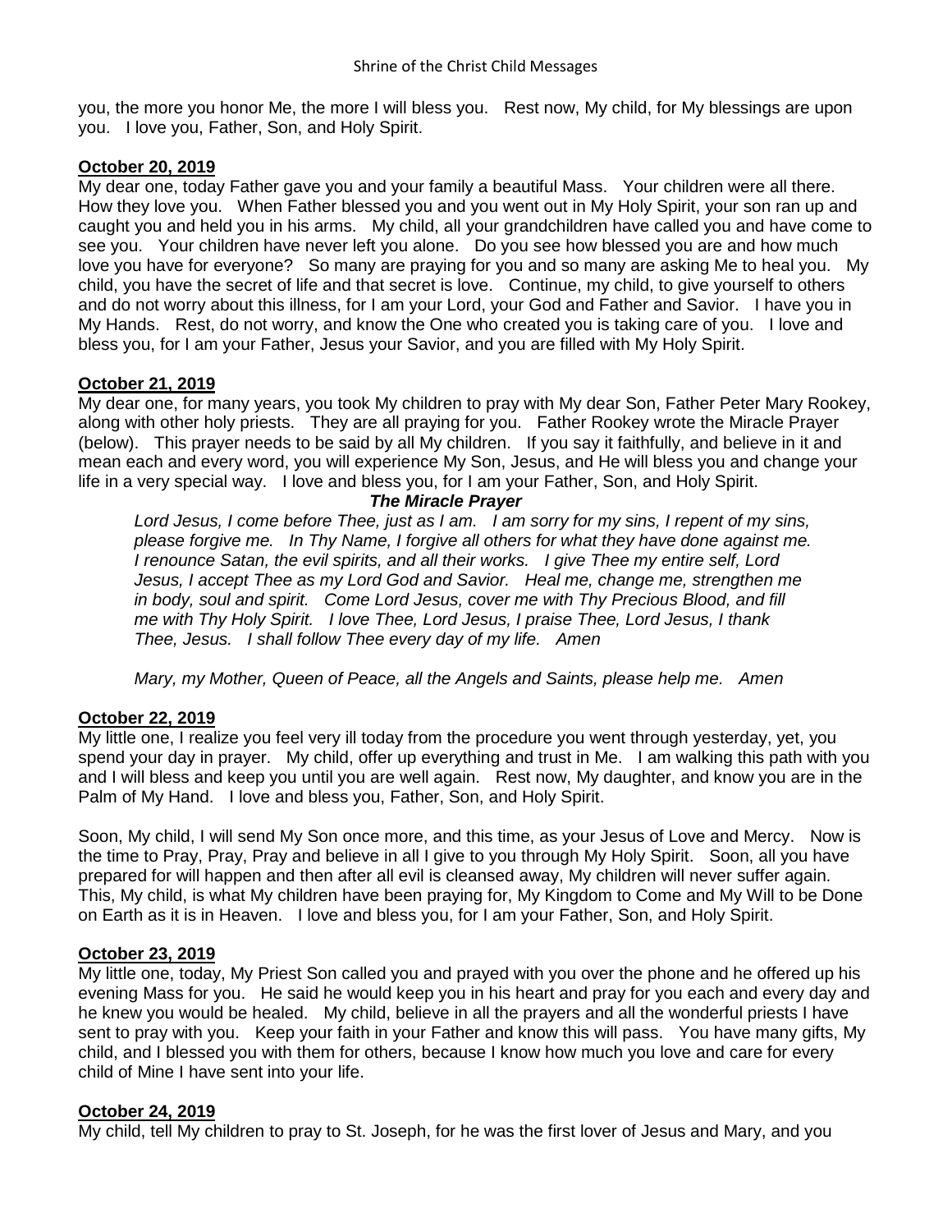you, the more you honor Me, the more I will bless you. Rest now, My child, for My blessings are upon you. I love you, Father, Son, and Holy Spirit.

**October 20, 2019**

My dear one, today Father gave you and your family a beautiful Mass. Your children were all there. How they love you. When Father blessed you and you went out in My Holy Spirit, your son ran up and caught you and held you in his arms. My child, all your grandchildren have called you and have come to see you. Your children have never left you alone. Do you see how blessed you are and how much love you have for everyone? So many are praying for you and so many are asking Me to heal you. My child, you have the secret of life and that secret is love. Continue, my child, to give yourself to others and do not worry about this illness, for I am your Lord, your God and Father and Savior. I have you in My Hands. Rest, do not worry, and know the One who created you is taking care of you. I love and bless you, for I am your Father, Jesus your Savior, and you are filled with My Holy Spirit.

**October 21, 2019**

My dear one, for many years, you took My children to pray with My dear Son, Father Peter Mary Rookey, along with other holy priests. They are all praying for you. Father Rookey wrote the Miracle Prayer (below). This prayer needs to be said by all My children. If you say it faithfully, and believe in it and mean each and every word, you will experience My Son, Jesus, and He will bless you and change your life in a very special way. I love and bless you, for I am your Father, Son, and Holy Spirit.

***The Miracle Prayer***

*Lord Jesus, I come before Thee, just as I am. I am sorry for my sins, I repent of my sins, please forgive me. In Thy Name, I forgive all others for what they have done against me. I renounce Satan, the evil spirits, and all their works. I give Thee my entire self, Lord Jesus, I accept Thee as my Lord God and Savior. Heal me, change me, strengthen me in body, soul and spirit. Come Lord Jesus, cover me with Thy Precious Blood, and fill me with Thy Holy Spirit. I love Thee, Lord Jesus, I praise Thee, Lord Jesus, I thank Thee, Jesus. I shall follow Thee every day of my life. Amen*

*Mary, my Mother, Queen of Peace, all the Angels and Saints, please help me. Amen*

**October 22, 2019**

My little one, I realize you feel very ill today from the procedure you went through yesterday, yet, you spend your day in prayer. My child, offer up everything and trust in Me. I am walking this path with you and I will bless and keep you until you are well again. Rest now, My daughter, and know you are in the Palm of My Hand. I love and bless you, Father, Son, and Holy Spirit.

Soon, My child, I will send My Son once more, and this time, as your Jesus of Love and Mercy. Now is the time to Pray, Pray, Pray and believe in all I give to you through My Holy Spirit. Soon, all you have prepared for will happen and then after all evil is cleansed away, My children will never suffer again. This, My child, is what My children have been praying for, My Kingdom to Come and My Will to be Done on Earth as it is in Heaven. I love and bless you, for I am your Father, Son, and Holy Spirit.

**October 23, 2019**

My little one, today, My Priest Son called you and prayed with you over the phone and he offered up his evening Mass for you. He said he would keep you in his heart and pray for you each and every day and he knew you would be healed. My child, believe in all the prayers and all the wonderful priests I have sent to pray with you. Keep your faith in your Father and know this will pass. You have many gifts, My child, and I blessed you with them for others, because I know how much you love and care for every child of Mine I have sent into your life.

**October 24, 2019**

My child, tell My children to pray to St. Joseph, for he was the first lover of Jesus and Mary, and you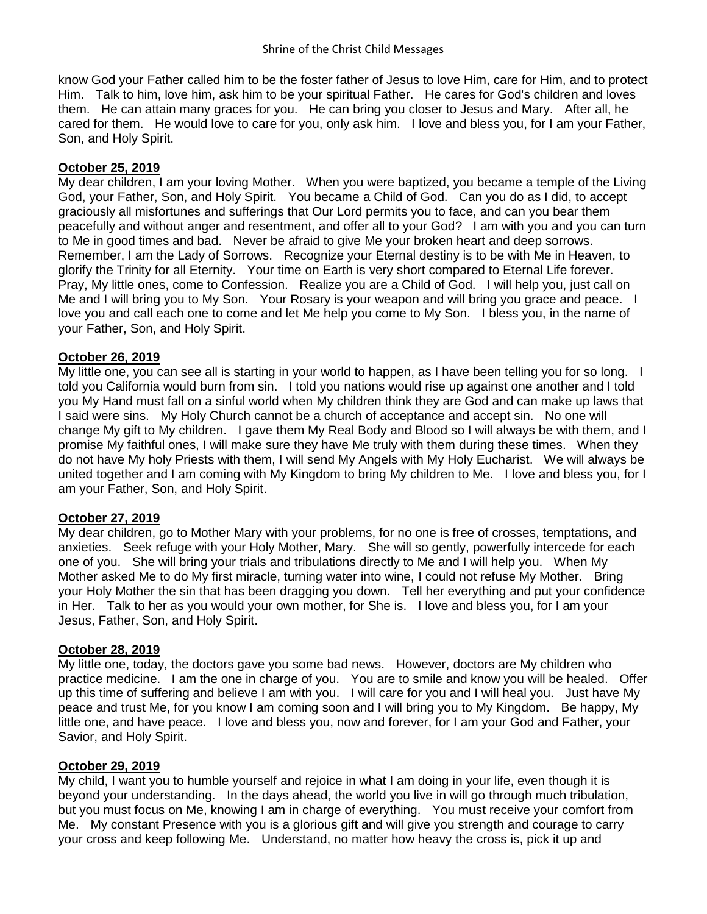know God your Father called him to be the foster father of Jesus to love Him, care for Him, and to protect Him. Talk to him, love him, ask him to be your spiritual Father. He cares for God's children and loves them. He can attain many graces for you. He can bring you closer to Jesus and Mary. After all, he cared for them. He would love to care for you, only ask him. I love and bless you, for I am your Father, Son, and Holy Spirit.

**October 25, 2019**

My dear children, I am your loving Mother. When you were baptized, you became a temple of the Living God, your Father, Son, and Holy Spirit. You became a Child of God. Can you do as I did, to accept graciously all misfortunes and sufferings that Our Lord permits you to face, and can you bear them peacefully and without anger and resentment, and offer all to your God? I am with you and you can turn to Me in good times and bad. Never be afraid to give Me your broken heart and deep sorrows. Remember, I am the Lady of Sorrows. Recognize your Eternal destiny is to be with Me in Heaven, to glorify the Trinity for all Eternity. Your time on Earth is very short compared to Eternal Life forever. Pray, My little ones, come to Confession. Realize you are a Child of God. I will help you, just call on Me and I will bring you to My Son. Your Rosary is your weapon and will bring you grace and peace. I love you and call each one to come and let Me help you come to My Son. I bless you, in the name of your Father, Son, and Holy Spirit.

**October 26, 2019**

My little one, you can see all is starting in your world to happen, as I have been telling you for so long. I told you California would burn from sin. I told you nations would rise up against one another and I told you My Hand must fall on a sinful world when My children think they are God and can make up laws that I said were sins. My Holy Church cannot be a church of acceptance and accept sin. No one will change My gift to My children. I gave them My Real Body and Blood so I will always be with them, and I promise My faithful ones, I will make sure they have Me truly with them during these times. When they do not have My holy Priests with them, I will send My Angels with My Holy Eucharist. We will always be united together and I am coming with My Kingdom to bring My children to Me. I love and bless you, for I am your Father, Son, and Holy Spirit.

**October 27, 2019**

My dear children, go to Mother Mary with your problems, for no one is free of crosses, temptations, and anxieties. Seek refuge with your Holy Mother, Mary. She will so gently, powerfully intercede for each one of you. She will bring your trials and tribulations directly to Me and I will help you. When My Mother asked Me to do My first miracle, turning water into wine, I could not refuse My Mother. Bring your Holy Mother the sin that has been dragging you down. Tell her everything and put your confidence in Her. Talk to her as you would your own mother, for She is. I love and bless you, for I am your Jesus, Father, Son, and Holy Spirit.

**October 28, 2019**

My little one, today, the doctors gave you some bad news. However, doctors are My children who practice medicine. I am the one in charge of you. You are to smile and know you will be healed. Offer up this time of suffering and believe I am with you. I will care for you and I will heal you. Just have My peace and trust Me, for you know I am coming soon and I will bring you to My Kingdom. Be happy, My little one, and have peace. I love and bless you, now and forever, for I am your God and Father, your Savior, and Holy Spirit.

**October 29, 2019**

My child, I want you to humble yourself and rejoice in what I am doing in your life, even though it is beyond your understanding. In the days ahead, the world you live in will go through much tribulation, but you must focus on Me, knowing I am in charge of everything. You must receive your comfort from Me. My constant Presence with you is a glorious gift and will give you strength and courage to carry your cross and keep following Me. Understand, no matter how heavy the cross is, pick it up and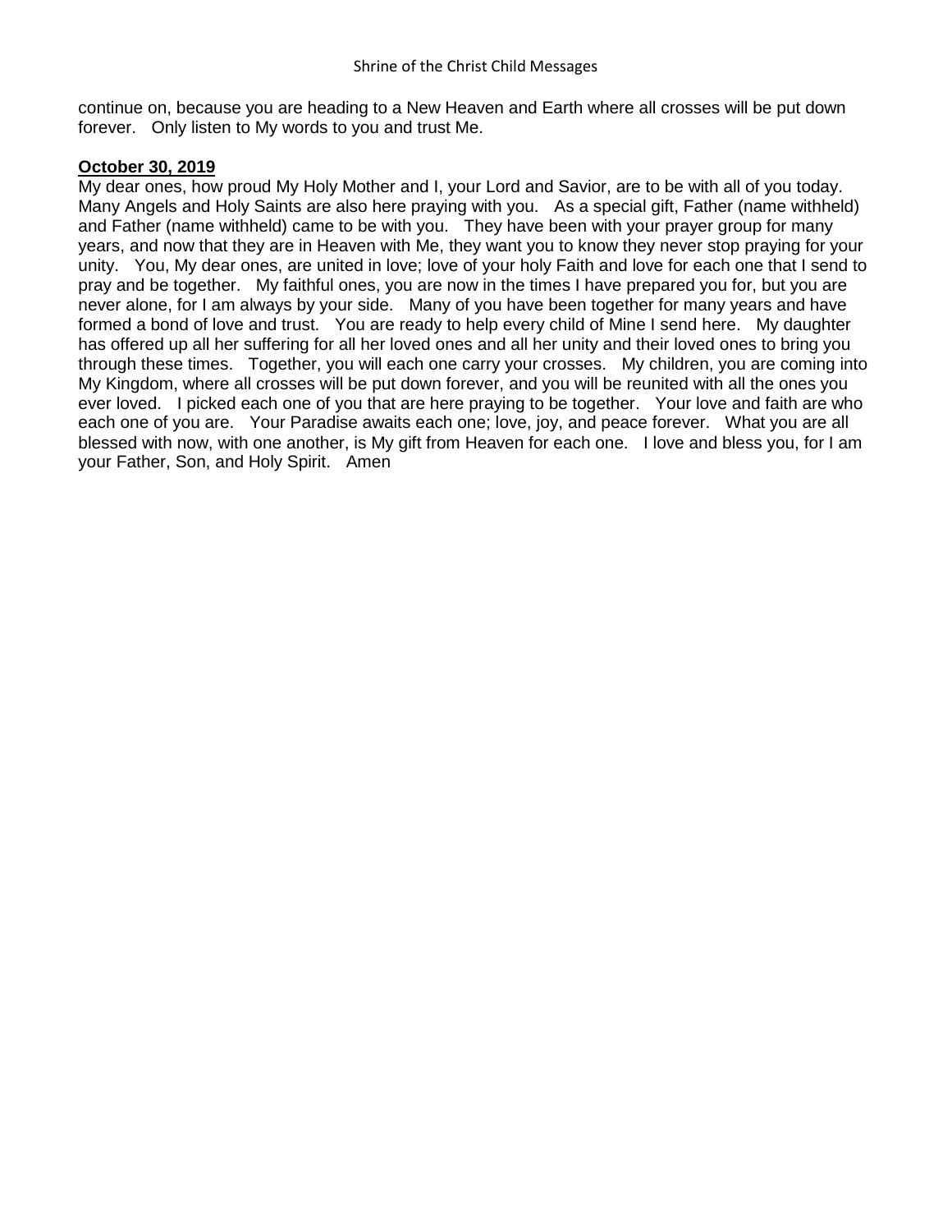continue on, because you are heading to a New Heaven and Earth where all crosses will be put down forever. Only listen to My words to you and trust Me.

**October 30, 2019**

My dear ones, how proud My Holy Mother and I, your Lord and Savior, are to be with all of you today. Many Angels and Holy Saints are also here praying with you. As a special gift, Father (name withheld) and Father (name withheld) came to be with you. They have been with your prayer group for many years, and now that they are in Heaven with Me, they want you to know they never stop praying for your unity. You, My dear ones, are united in love; love of your holy Faith and love for each one that I send to pray and be together. My faithful ones, you are now in the times I have prepared you for, but you are never alone, for I am always by your side. Many of you have been together for many years and have formed a bond of love and trust. You are ready to help every child of Mine I send here. My daughter has offered up all her suffering for all her loved ones and all her unity and their loved ones to bring you through these times. Together, you will each one carry your crosses. My children, you are coming into My Kingdom, where all crosses will be put down forever, and you will be reunited with all the ones you ever loved. I picked each one of you that are here praying to be together. Your love and faith are who each one of you are. Your Paradise awaits each one; love, joy, and peace forever. What you are all blessed with now, with one another, is My gift from Heaven for each one. I love and bless you, for I am your Father, Son, and Holy Spirit. Amen